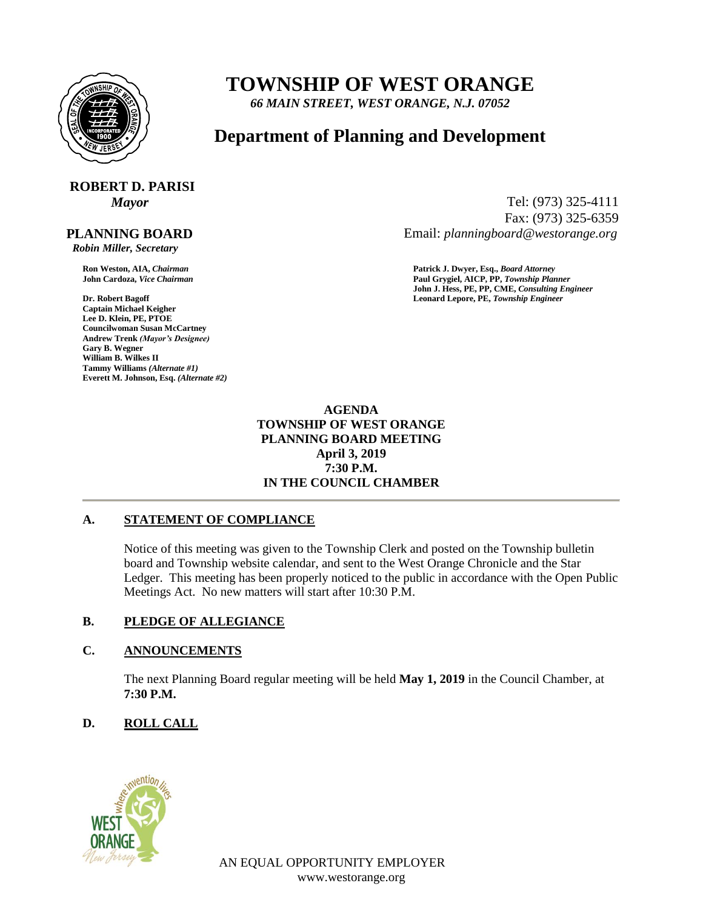# TOWNSHIP OF WEST ORANGE

*66 MAIN STREET, WEST ORANGE, N.J. 07052*

## Department of Planning and Development

**ROBERT D. PARISI**
*Mayor*

Tel: (973) 325-4111
Fax: (973) 325-6359
Email: *planningboard@westorange.org*

**PLANNING BOARD**
*Robin Miller, Secretary*

**Ron Weston, AIA,** ***Chairman***
**John Cardoza,** ***Vice Chairman***

**Dr. Robert Bagoff**
**Captain Michael Keigher**
**Lee D. Klein, PE, PTOE**
**Councilwoman Susan McCartney**
**Andrew Trenk** ***(Mayor's Designee)***
**Gary B. Wegner**
**William B. Wilkes II**
**Tammy Williams** ***(Alternate #1)***
**Everett M. Johnson, Esq.** ***(Alternate #2)***

**Patrick J. Dwyer, Esq.,** ***Board Attorney***
**Paul Grygiel, AICP, PP,** ***Township Planner***
**John J. Hess, PE, PP, CME,** ***Consulting Engineer***
**Leonard Lepore, PE,** ***Township Engineer***

**AGENDA**
**TOWNSHIP OF WEST ORANGE**
**PLANNING BOARD MEETING**
**April 3, 2019**
**7:30 P.M.**
**IN THE COUNCIL CHAMBER**

---

**A. STATEMENT OF COMPLIANCE**

Notice of this meeting was given to the Township Clerk and posted on the Township bulletin board and Township website calendar, and sent to the West Orange Chronicle and the Star Ledger. This meeting has been properly noticed to the public in accordance with the Open Public Meetings Act. No new matters will start after 10:30 P.M.

**B. PLEDGE OF ALLEGIANCE**

**C. ANNOUNCEMENTS**

The next Planning Board regular meeting will be held **May 1, 2019** in the Council Chamber, at **7:30 P.M.**

**D. ROLL CALL**

AN EQUAL OPPORTUNITY EMPLOYER
www.westorange.org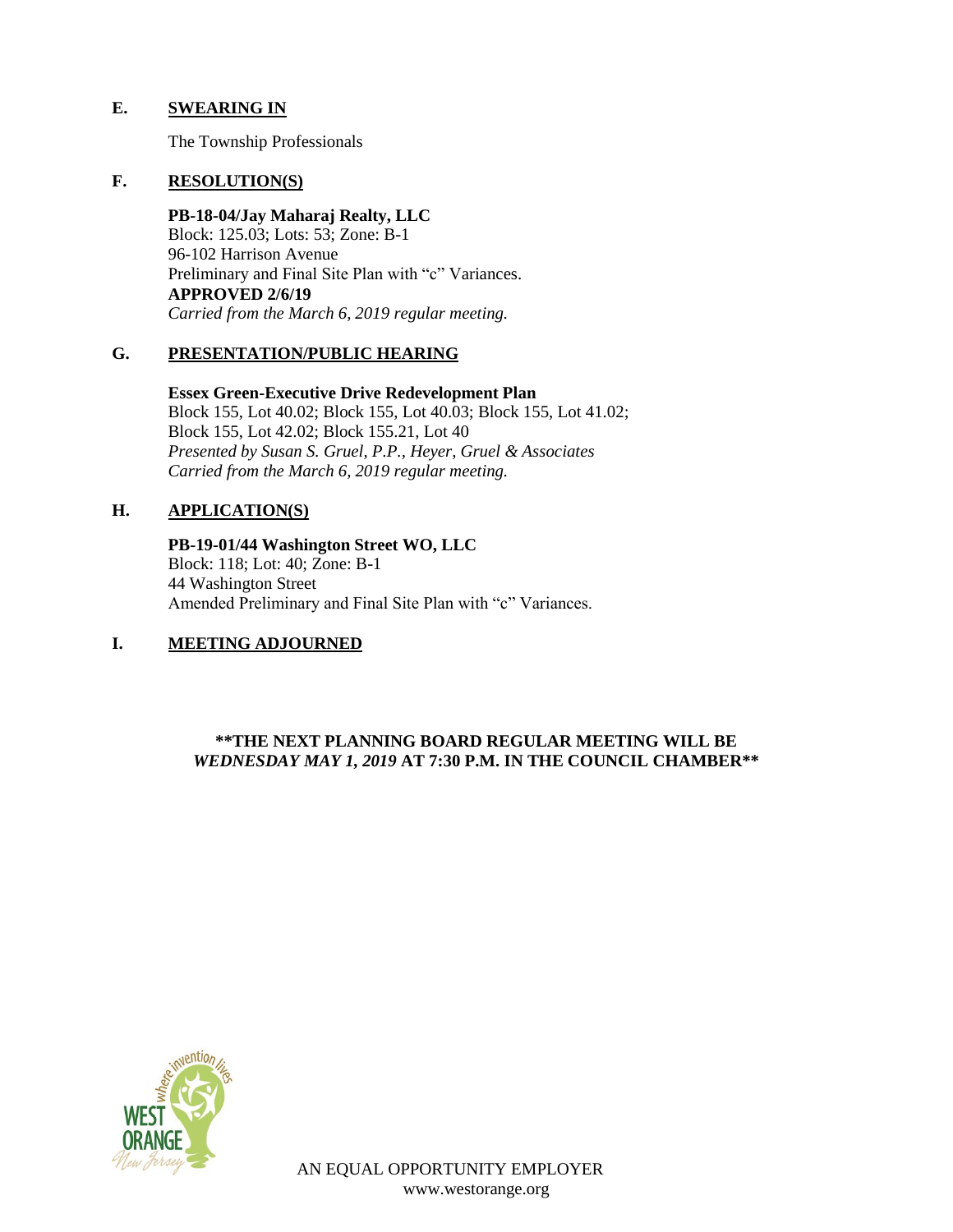## E. SWEARING IN

The Township Professionals

## F. RESOLUTION(S)

**PB-18-04/Jay Maharaj Realty, LLC**
Block: 125.03; Lots: 53; Zone: B-1
96-102 Harrison Avenue
Preliminary and Final Site Plan with "c" Variances.
**APPROVED 2/6/19**
*Carried from the March 6, 2019 regular meeting.*

## G. PRESENTATION/PUBLIC HEARING

**Essex Green-Executive Drive Redevelopment Plan**
Block 155, Lot 40.02; Block 155, Lot 40.03; Block 155, Lot 41.02;
Block 155, Lot 42.02; Block 155.21, Lot 40
*Presented by Susan S. Gruel, P.P., Heyer, Gruel & Associates*
*Carried from the March 6, 2019 regular meeting.*

## H. APPLICATION(S)

**PB-19-01/44 Washington Street WO, LLC**
Block: 118; Lot: 40; Zone: B-1
44 Washington Street
Amended Preliminary and Final Site Plan with "c" Variances.

## I. MEETING ADJOURNED

**\*\*THE NEXT PLANNING BOARD REGULAR MEETING WILL BE *WEDNESDAY MAY 1, 2019* AT 7:30 P.M. IN THE COUNCIL CHAMBER\*\***

AN EQUAL OPPORTUNITY EMPLOYER
www.westorange.org